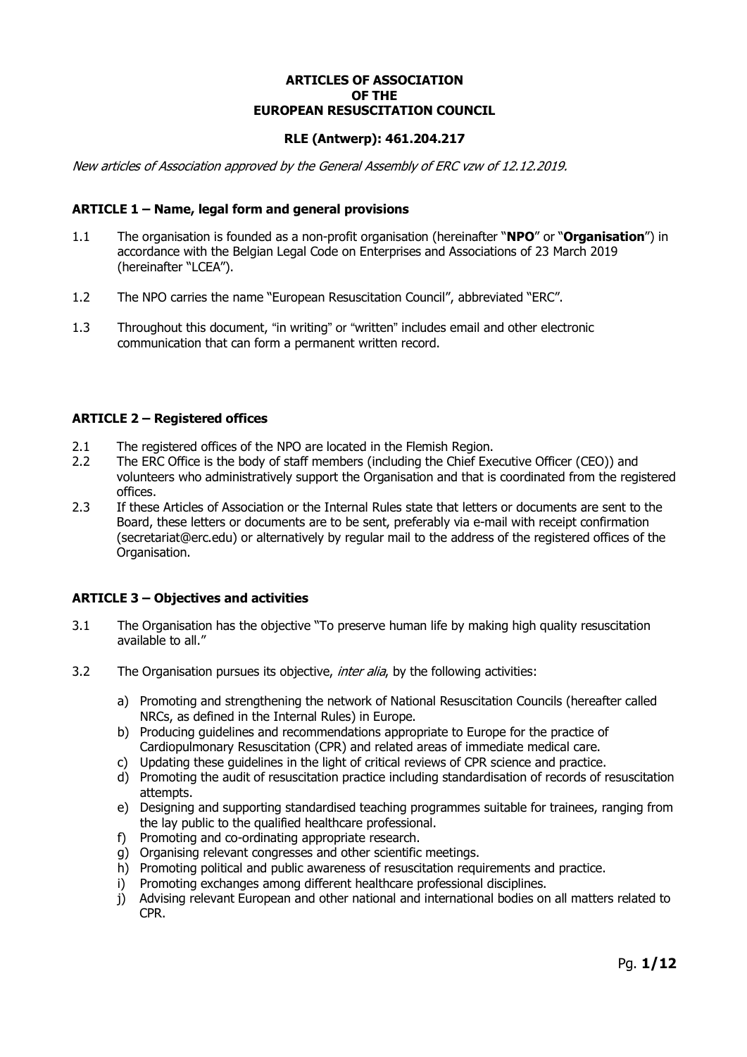**ARTICLES OF ASSOCIATION**
**OF THE**
**EUROPEAN RESUSCITATION COUNCIL**

**RLE (Antwerp): 461.204.217**

*New articles of Association approved by the General Assembly of ERC vzw of 12.12.2019.*

## ARTICLE 1 – Name, legal form and general provisions

1.1 The organisation is founded as a non-profit organisation (hereinafter "**NPO**" or "**Organisation**") in accordance with the Belgian Legal Code on Enterprises and Associations of 23 March 2019 (hereinafter "LCEA").

1.2 The NPO carries the name "European Resuscitation Council", abbreviated "ERC".

1.3 Throughout this document, "in writing" or "written" includes email and other electronic communication that can form a permanent written record.

## ARTICLE 2 – Registered offices

2.1 The registered offices of the NPO are located in the Flemish Region.

2.2 The ERC Office is the body of staff members (including the Chief Executive Officer (CEO)) and volunteers who administratively support the Organisation and that is coordinated from the registered offices.

2.3 If these Articles of Association or the Internal Rules state that letters or documents are sent to the Board, these letters or documents are to be sent, preferably via e-mail with receipt confirmation (secretariat@erc.edu) or alternatively by regular mail to the address of the registered offices of the Organisation.

## ARTICLE 3 – Objectives and activities

3.1 The Organisation has the objective "To preserve human life by making high quality resuscitation available to all."

3.2 The Organisation pursues its objective, *inter alia*, by the following activities:

a) Promoting and strengthening the network of National Resuscitation Councils (hereafter called NRCs, as defined in the Internal Rules) in Europe.
b) Producing guidelines and recommendations appropriate to Europe for the practice of Cardiopulmonary Resuscitation (CPR) and related areas of immediate medical care.
c) Updating these guidelines in the light of critical reviews of CPR science and practice.
d) Promoting the audit of resuscitation practice including standardisation of records of resuscitation attempts.
e) Designing and supporting standardised teaching programmes suitable for trainees, ranging from the lay public to the qualified healthcare professional.
f) Promoting and co-ordinating appropriate research.
g) Organising relevant congresses and other scientific meetings.
h) Promoting political and public awareness of resuscitation requirements and practice.
i) Promoting exchanges among different healthcare professional disciplines.
j) Advising relevant European and other national and international bodies on all matters related to CPR.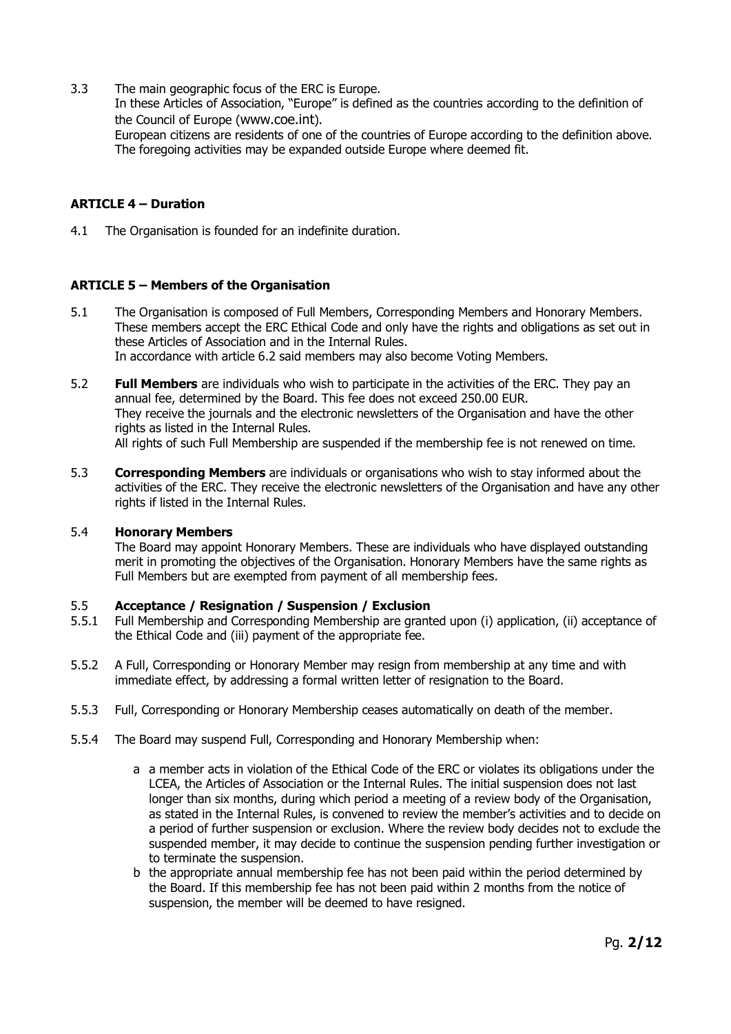3.3 The main geographic focus of the ERC is Europe.
In these Articles of Association, "Europe" is defined as the countries according to the definition of the Council of Europe (www.coe.int).
European citizens are residents of one of the countries of Europe according to the definition above.
The foregoing activities may be expanded outside Europe where deemed fit.

### ARTICLE 4 – Duration

4.1 The Organisation is founded for an indefinite duration.

### ARTICLE 5 – Members of the Organisation

5.1 The Organisation is composed of Full Members, Corresponding Members and Honorary Members. These members accept the ERC Ethical Code and only have the rights and obligations as set out in these Articles of Association and in the Internal Rules.
In accordance with article 6.2 said members may also become Voting Members.

5.2 **Full Members** are individuals who wish to participate in the activities of the ERC. They pay an annual fee, determined by the Board. This fee does not exceed 250.00 EUR.
They receive the journals and the electronic newsletters of the Organisation and have the other rights as listed in the Internal Rules.
All rights of such Full Membership are suspended if the membership fee is not renewed on time.

5.3 **Corresponding Members** are individuals or organisations who wish to stay informed about the activities of the ERC. They receive the electronic newsletters of the Organisation and have any other rights if listed in the Internal Rules.

5.4 **Honorary Members**
The Board may appoint Honorary Members. These are individuals who have displayed outstanding merit in promoting the objectives of the Organisation. Honorary Members have the same rights as Full Members but are exempted from payment of all membership fees.

5.5 **Acceptance / Resignation / Suspension / Exclusion**

5.5.1 Full Membership and Corresponding Membership are granted upon (i) application, (ii) acceptance of the Ethical Code and (iii) payment of the appropriate fee.

5.5.2 A Full, Corresponding or Honorary Member may resign from membership at any time and with immediate effect, by addressing a formal written letter of resignation to the Board.

5.5.3 Full, Corresponding or Honorary Membership ceases automatically on death of the member.

5.5.4 The Board may suspend Full, Corresponding and Honorary Membership when:

a a member acts in violation of the Ethical Code of the ERC or violates its obligations under the LCEA, the Articles of Association or the Internal Rules. The initial suspension does not last longer than six months, during which period a meeting of a review body of the Organisation, as stated in the Internal Rules, is convened to review the member's activities and to decide on a period of further suspension or exclusion. Where the review body decides not to exclude the suspended member, it may decide to continue the suspension pending further investigation or to terminate the suspension.

b the appropriate annual membership fee has not been paid within the period determined by the Board. If this membership fee has not been paid within 2 months from the notice of suspension, the member will be deemed to have resigned.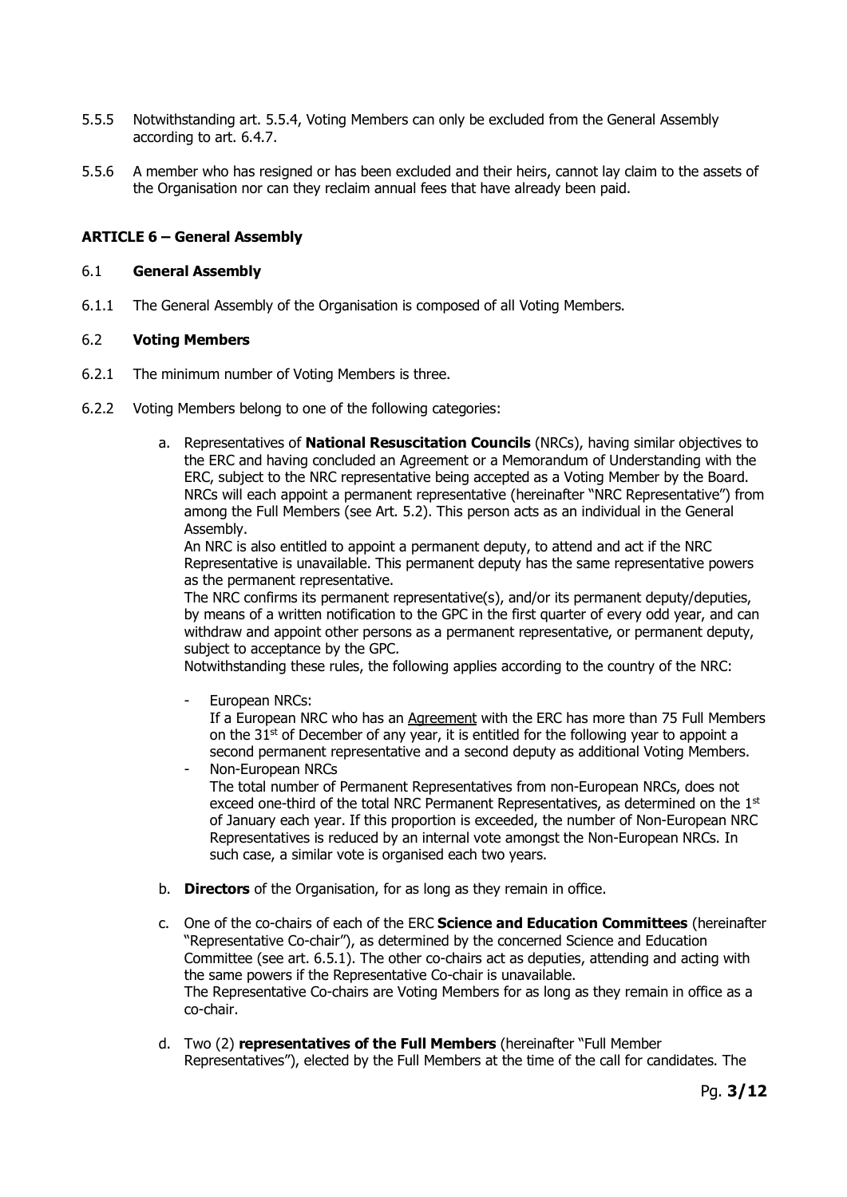5.5.5 Notwithstanding art. 5.5.4, Voting Members can only be excluded from the General Assembly according to art. 6.4.7.

5.5.6 A member who has resigned or has been excluded and their heirs, cannot lay claim to the assets of the Organisation nor can they reclaim annual fees that have already been paid.

## ARTICLE 6 – General Assembly

### 6.1 General Assembly

6.1.1 The General Assembly of the Organisation is composed of all Voting Members.

### 6.2 Voting Members

6.2.1 The minimum number of Voting Members is three.

6.2.2 Voting Members belong to one of the following categories:

a. Representatives of **National Resuscitation Councils** (NRCs), having similar objectives to the ERC and having concluded an Agreement or a Memorandum of Understanding with the ERC, subject to the NRC representative being accepted as a Voting Member by the Board. NRCs will each appoint a permanent representative (hereinafter "NRC Representative") from among the Full Members (see Art. 5.2). This person acts as an individual in the General Assembly.
An NRC is also entitled to appoint a permanent deputy, to attend and act if the NRC Representative is unavailable. This permanent deputy has the same representative powers as the permanent representative.
The NRC confirms its permanent representative(s), and/or its permanent deputy/deputies, by means of a written notification to the GPC in the first quarter of every odd year, and can withdraw and appoint other persons as a permanent representative, or permanent deputy, subject to acceptance by the GPC.
Notwithstanding these rules, the following applies according to the country of the NRC:

- European NRCs:
If a European NRC who has an Agreement with the ERC has more than 75 Full Members on the 31st of December of any year, it is entitled for the following year to appoint a second permanent representative and a second deputy as additional Voting Members.
- Non-European NRCs
The total number of Permanent Representatives from non-European NRCs, does not exceed one-third of the total NRC Permanent Representatives, as determined on the 1st of January each year. If this proportion is exceeded, the number of Non-European NRC Representatives is reduced by an internal vote amongst the Non-European NRCs. In such case, a similar vote is organised each two years.

b. **Directors** of the Organisation, for as long as they remain in office.

c. One of the co-chairs of each of the ERC **Science and Education Committees** (hereinafter "Representative Co-chair"), as determined by the concerned Science and Education Committee (see art. 6.5.1). The other co-chairs act as deputies, attending and acting with the same powers if the Representative Co-chair is unavailable.
The Representative Co-chairs are Voting Members for as long as they remain in office as a co-chair.

d. Two (2) **representatives of the Full Members** (hereinafter "Full Member Representatives"), elected by the Full Members at the time of the call for candidates. The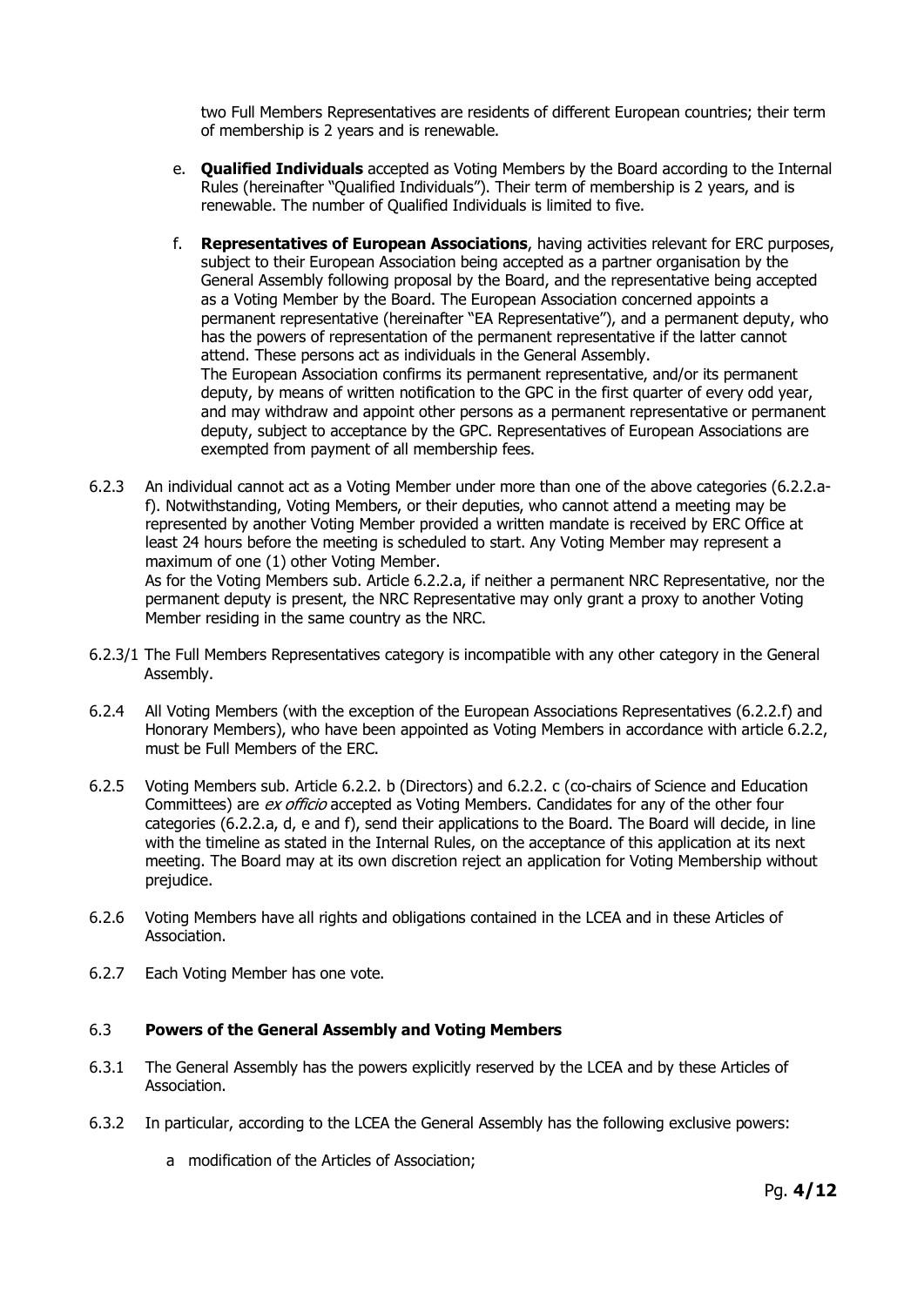two Full Members Representatives are residents of different European countries; their term of membership is 2 years and is renewable.

e. **Qualified Individuals** accepted as Voting Members by the Board according to the Internal Rules (hereinafter "Qualified Individuals"). Their term of membership is 2 years, and is renewable. The number of Qualified Individuals is limited to five.

f. **Representatives of European Associations**, having activities relevant for ERC purposes, subject to their European Association being accepted as a partner organisation by the General Assembly following proposal by the Board, and the representative being accepted as a Voting Member by the Board. The European Association concerned appoints a permanent representative (hereinafter "EA Representative"), and a permanent deputy, who has the powers of representation of the permanent representative if the latter cannot attend. These persons act as individuals in the General Assembly.
The European Association confirms its permanent representative, and/or its permanent deputy, by means of written notification to the GPC in the first quarter of every odd year, and may withdraw and appoint other persons as a permanent representative or permanent deputy, subject to acceptance by the GPC. Representatives of European Associations are exempted from payment of all membership fees.

6.2.3 An individual cannot act as a Voting Member under more than one of the above categories (6.2.2.a-f). Notwithstanding, Voting Members, or their deputies, who cannot attend a meeting may be represented by another Voting Member provided a written mandate is received by ERC Office at least 24 hours before the meeting is scheduled to start. Any Voting Member may represent a maximum of one (1) other Voting Member.
As for the Voting Members sub. Article 6.2.2.a, if neither a permanent NRC Representative, nor the permanent deputy is present, the NRC Representative may only grant a proxy to another Voting Member residing in the same country as the NRC.

6.2.3/1 The Full Members Representatives category is incompatible with any other category in the General Assembly.

6.2.4 All Voting Members (with the exception of the European Associations Representatives (6.2.2.f) and Honorary Members), who have been appointed as Voting Members in accordance with article 6.2.2, must be Full Members of the ERC.

6.2.5 Voting Members sub. Article 6.2.2. b (Directors) and 6.2.2. c (co-chairs of Science and Education Committees) are *ex officio* accepted as Voting Members. Candidates for any of the other four categories (6.2.2.a, d, e and f), send their applications to the Board. The Board will decide, in line with the timeline as stated in the Internal Rules, on the acceptance of this application at its next meeting. The Board may at its own discretion reject an application for Voting Membership without prejudice.

6.2.6 Voting Members have all rights and obligations contained in the LCEA and in these Articles of Association.

6.2.7 Each Voting Member has one vote.

### 6.3 Powers of the General Assembly and Voting Members

6.3.1 The General Assembly has the powers explicitly reserved by the LCEA and by these Articles of Association.

6.3.2 In particular, according to the LCEA the General Assembly has the following exclusive powers:

a modification of the Articles of Association;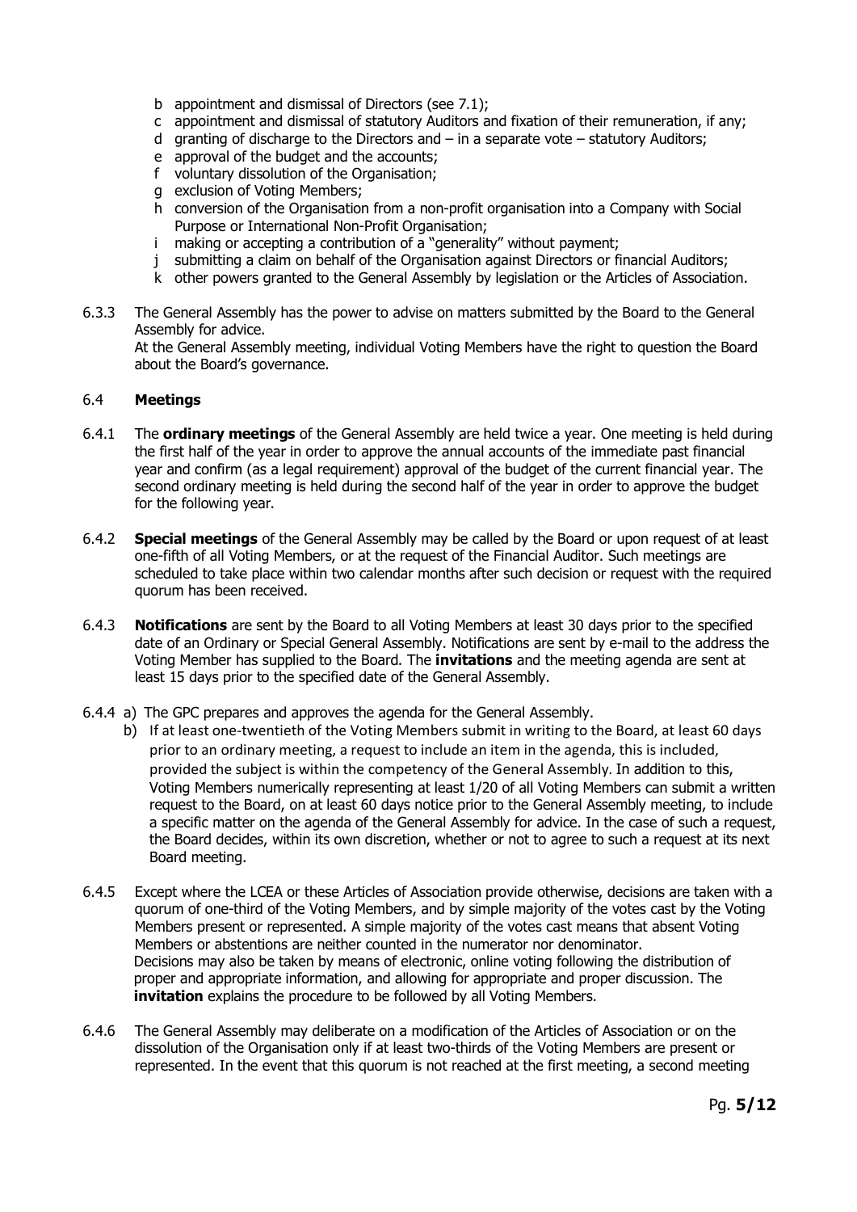- b appointment and dismissal of Directors (see 7.1);
- c appointment and dismissal of statutory Auditors and fixation of their remuneration, if any;
- d granting of discharge to the Directors and – in a separate vote – statutory Auditors;
- e approval of the budget and the accounts;
- f voluntary dissolution of the Organisation;
- g exclusion of Voting Members;
- h conversion of the Organisation from a non-profit organisation into a Company with Social Purpose or International Non-Profit Organisation;
- i making or accepting a contribution of a "generality" without payment;
- j submitting a claim on behalf of the Organisation against Directors or financial Auditors;
- k other powers granted to the General Assembly by legislation or the Articles of Association.

6.3.3 The General Assembly has the power to advise on matters submitted by the Board to the General Assembly for advice.
At the General Assembly meeting, individual Voting Members have the right to question the Board about the Board's governance.

### 6.4 **Meetings**

6.4.1 The **ordinary meetings** of the General Assembly are held twice a year. One meeting is held during the first half of the year in order to approve the annual accounts of the immediate past financial year and confirm (as a legal requirement) approval of the budget of the current financial year. The second ordinary meeting is held during the second half of the year in order to approve the budget for the following year.

6.4.2 **Special meetings** of the General Assembly may be called by the Board or upon request of at least one-fifth of all Voting Members, or at the request of the Financial Auditor. Such meetings are scheduled to take place within two calendar months after such decision or request with the required quorum has been received.

6.4.3 **Notifications** are sent by the Board to all Voting Members at least 30 days prior to the specified date of an Ordinary or Special General Assembly. Notifications are sent by e-mail to the address the Voting Member has supplied to the Board. The **invitations** and the meeting agenda are sent at least 15 days prior to the specified date of the General Assembly.

6.4.4 a) The GPC prepares and approves the agenda for the General Assembly.

b) If at least one-twentieth of the Voting Members submit in writing to the Board, at least 60 days prior to an ordinary meeting, a request to include an item in the agenda, this is included, provided the subject is within the competency of the General Assembly. In addition to this, Voting Members numerically representing at least 1/20 of all Voting Members can submit a written request to the Board, on at least 60 days notice prior to the General Assembly meeting, to include a specific matter on the agenda of the General Assembly for advice. In the case of such a request, the Board decides, within its own discretion, whether or not to agree to such a request at its next Board meeting.

6.4.5 Except where the LCEA or these Articles of Association provide otherwise, decisions are taken with a quorum of one-third of the Voting Members, and by simple majority of the votes cast by the Voting Members present or represented. A simple majority of the votes cast means that absent Voting Members or abstentions are neither counted in the numerator nor denominator.
Decisions may also be taken by means of electronic, online voting following the distribution of proper and appropriate information, and allowing for appropriate and proper discussion. The **invitation** explains the procedure to be followed by all Voting Members.

6.4.6 The General Assembly may deliberate on a modification of the Articles of Association or on the dissolution of the Organisation only if at least two-thirds of the Voting Members are present or represented. In the event that this quorum is not reached at the first meeting, a second meeting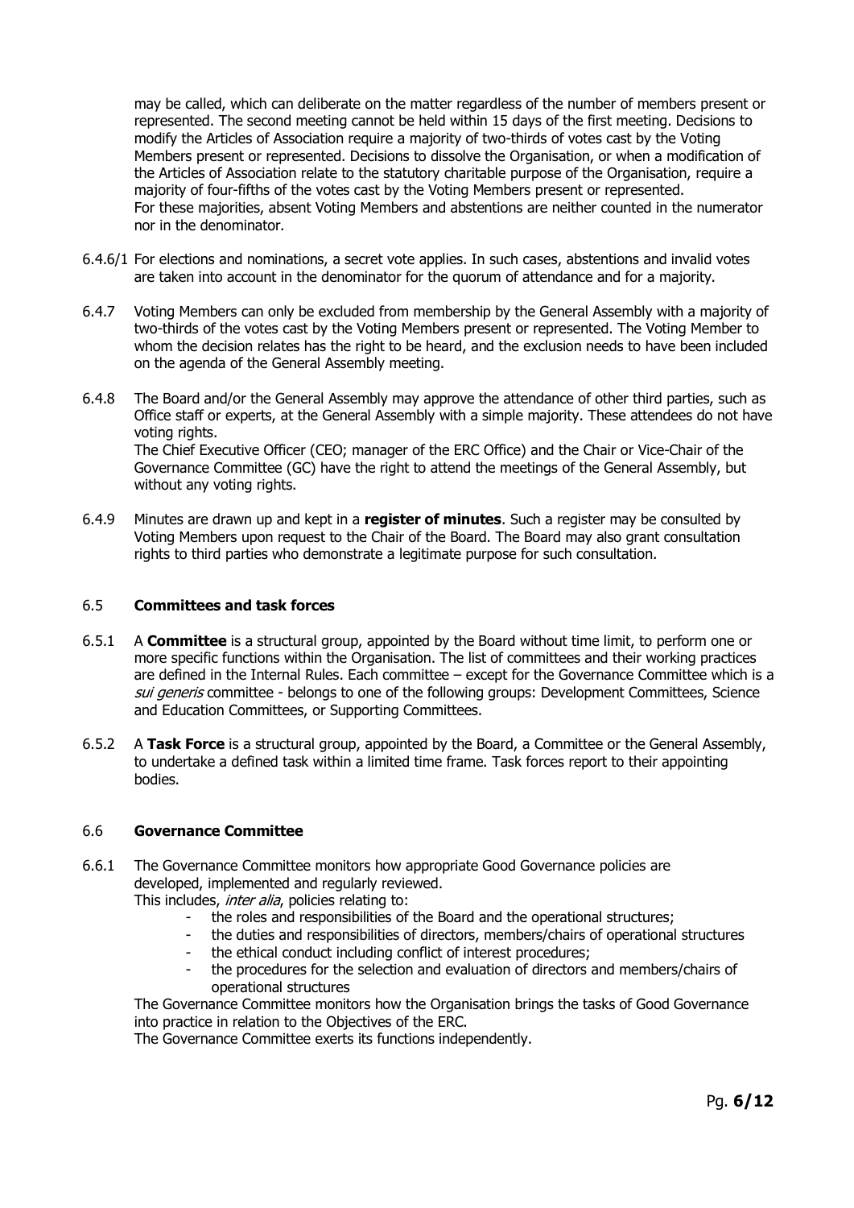may be called, which can deliberate on the matter regardless of the number of members present or represented. The second meeting cannot be held within 15 days of the first meeting. Decisions to modify the Articles of Association require a majority of two-thirds of votes cast by the Voting Members present or represented. Decisions to dissolve the Organisation, or when a modification of the Articles of Association relate to the statutory charitable purpose of the Organisation, require a majority of four-fifths of the votes cast by the Voting Members present or represented. For these majorities, absent Voting Members and abstentions are neither counted in the numerator nor in the denominator.

6.4.6/1 For elections and nominations, a secret vote applies. In such cases, abstentions and invalid votes are taken into account in the denominator for the quorum of attendance and for a majority.

6.4.7 Voting Members can only be excluded from membership by the General Assembly with a majority of two-thirds of the votes cast by the Voting Members present or represented. The Voting Member to whom the decision relates has the right to be heard, and the exclusion needs to have been included on the agenda of the General Assembly meeting.

6.4.8 The Board and/or the General Assembly may approve the attendance of other third parties, such as Office staff or experts, at the General Assembly with a simple majority. These attendees do not have voting rights.
The Chief Executive Officer (CEO; manager of the ERC Office) and the Chair or Vice-Chair of the Governance Committee (GC) have the right to attend the meetings of the General Assembly, but without any voting rights.

6.4.9 Minutes are drawn up and kept in a **register of minutes**. Such a register may be consulted by Voting Members upon request to the Chair of the Board. The Board may also grant consultation rights to third parties who demonstrate a legitimate purpose for such consultation.

### 6.5 Committees and task forces

6.5.1 A **Committee** is a structural group, appointed by the Board without time limit, to perform one or more specific functions within the Organisation. The list of committees and their working practices are defined in the Internal Rules. Each committee – except for the Governance Committee which is a *sui generis* committee - belongs to one of the following groups: Development Committees, Science and Education Committees, or Supporting Committees.

6.5.2 A **Task Force** is a structural group, appointed by the Board, a Committee or the General Assembly, to undertake a defined task within a limited time frame. Task forces report to their appointing bodies.

### 6.6 Governance Committee

6.6.1 The Governance Committee monitors how appropriate Good Governance policies are developed, implemented and regularly reviewed.
This includes, *inter alia*, policies relating to:

- the roles and responsibilities of the Board and the operational structures;
- the duties and responsibilities of directors, members/chairs of operational structures
- the ethical conduct including conflict of interest procedures;
- the procedures for the selection and evaluation of directors and members/chairs of operational structures

The Governance Committee monitors how the Organisation brings the tasks of Good Governance into practice in relation to the Objectives of the ERC.
The Governance Committee exerts its functions independently.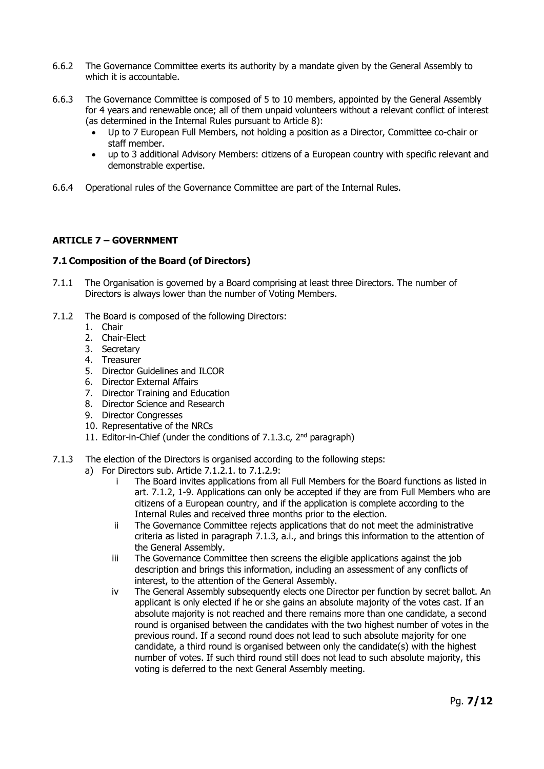6.6.2 The Governance Committee exerts its authority by a mandate given by the General Assembly to which it is accountable.

6.6.3 The Governance Committee is composed of 5 to 10 members, appointed by the General Assembly for 4 years and renewable once; all of them unpaid volunteers without a relevant conflict of interest (as determined in the Internal Rules pursuant to Article 8):

- Up to 7 European Full Members, not holding a position as a Director, Committee co-chair or staff member.
- up to 3 additional Advisory Members: citizens of a European country with specific relevant and demonstrable expertise.

6.6.4 Operational rules of the Governance Committee are part of the Internal Rules.

## ARTICLE 7 – GOVERNMENT

### 7.1 Composition of the Board (of Directors)

7.1.1 The Organisation is governed by a Board comprising at least three Directors. The number of Directors is always lower than the number of Voting Members.

7.1.2 The Board is composed of the following Directors:

1. Chair
2. Chair-Elect
3. Secretary
4. Treasurer
5. Director Guidelines and ILCOR
6. Director External Affairs
7. Director Training and Education
8. Director Science and Research
9. Director Congresses
10. Representative of the NRCs
11. Editor-in-Chief (under the conditions of 7.1.3.c, 2nd paragraph)

7.1.3 The election of the Directors is organised according to the following steps:

a) For Directors sub. Article 7.1.2.1. to 7.1.2.9:

   i The Board invites applications from all Full Members for the Board functions as listed in art. 7.1.2, 1-9. Applications can only be accepted if they are from Full Members who are citizens of a European country, and if the application is complete according to the Internal Rules and received three months prior to the election.

   ii The Governance Committee rejects applications that do not meet the administrative criteria as listed in paragraph 7.1.3, a.i., and brings this information to the attention of the General Assembly.

   iii The Governance Committee then screens the eligible applications against the job description and brings this information, including an assessment of any conflicts of interest, to the attention of the General Assembly.

   iv The General Assembly subsequently elects one Director per function by secret ballot. An applicant is only elected if he or she gains an absolute majority of the votes cast. If an absolute majority is not reached and there remains more than one candidate, a second round is organised between the candidates with the two highest number of votes in the previous round. If a second round does not lead to such absolute majority for one candidate, a third round is organised between only the candidate(s) with the highest number of votes. If such third round still does not lead to such absolute majority, this voting is deferred to the next General Assembly meeting.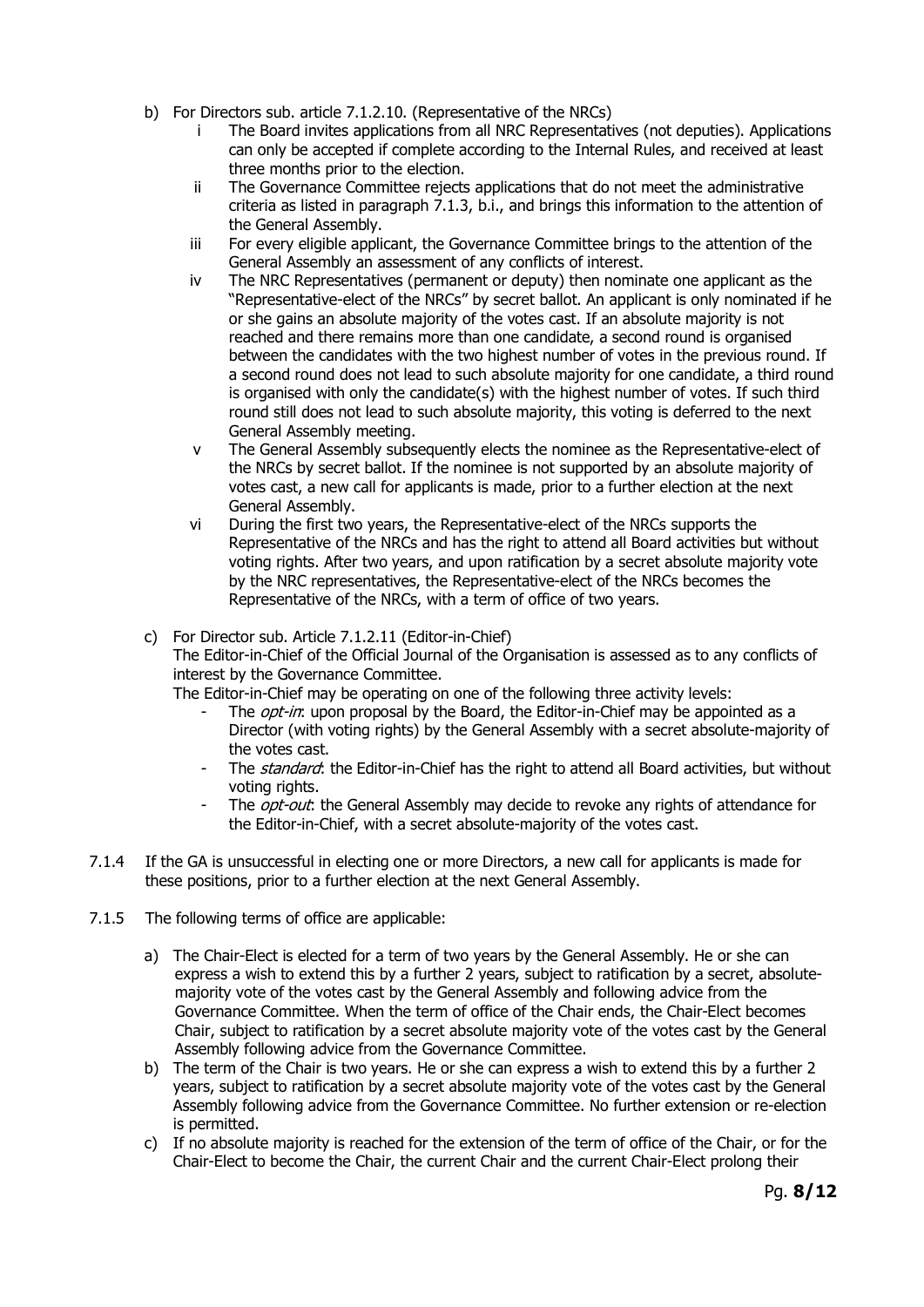b) For Directors sub. article 7.1.2.10. (Representative of the NRCs)
   i The Board invites applications from all NRC Representatives (not deputies). Applications can only be accepted if complete according to the Internal Rules, and received at least three months prior to the election.
   ii The Governance Committee rejects applications that do not meet the administrative criteria as listed in paragraph 7.1.3, b.i., and brings this information to the attention of the General Assembly.
   iii For every eligible applicant, the Governance Committee brings to the attention of the General Assembly an assessment of any conflicts of interest.
   iv The NRC Representatives (permanent or deputy) then nominate one applicant as the "Representative-elect of the NRCs" by secret ballot. An applicant is only nominated if he or she gains an absolute majority of the votes cast. If an absolute majority is not reached and there remains more than one candidate, a second round is organised between the candidates with the two highest number of votes in the previous round. If a second round does not lead to such absolute majority for one candidate, a third round is organised with only the candidate(s) with the highest number of votes. If such third round still does not lead to such absolute majority, this voting is deferred to the next General Assembly meeting.
   v The General Assembly subsequently elects the nominee as the Representative-elect of the NRCs by secret ballot. If the nominee is not supported by an absolute majority of votes cast, a new call for applicants is made, prior to a further election at the next General Assembly.
   vi During the first two years, the Representative-elect of the NRCs supports the Representative of the NRCs and has the right to attend all Board activities but without voting rights. After two years, and upon ratification by a secret absolute majority vote by the NRC representatives, the Representative-elect of the NRCs becomes the Representative of the NRCs, with a term of office of two years.

c) For Director sub. Article 7.1.2.11 (Editor-in-Chief)
   The Editor-in-Chief of the Official Journal of the Organisation is assessed as to any conflicts of interest by the Governance Committee.
   The Editor-in-Chief may be operating on one of the following three activity levels:
   - The *opt-in*: upon proposal by the Board, the Editor-in-Chief may be appointed as a Director (with voting rights) by the General Assembly with a secret absolute-majority of the votes cast.
   - The *standard*: the Editor-in-Chief has the right to attend all Board activities, but without voting rights.
   - The *opt-out*: the General Assembly may decide to revoke any rights of attendance for the Editor-in-Chief, with a secret absolute-majority of the votes cast.

7.1.4 If the GA is unsuccessful in electing one or more Directors, a new call for applicants is made for these positions, prior to a further election at the next General Assembly.

7.1.5 The following terms of office are applicable:

   a) The Chair-Elect is elected for a term of two years by the General Assembly. He or she can express a wish to extend this by a further 2 years, subject to ratification by a secret, absolute-majority vote of the votes cast by the General Assembly and following advice from the Governance Committee. When the term of office of the Chair ends, the Chair-Elect becomes Chair, subject to ratification by a secret absolute majority vote of the votes cast by the General Assembly following advice from the Governance Committee.
   b) The term of the Chair is two years. He or she can express a wish to extend this by a further 2 years, subject to ratification by a secret absolute majority vote of the votes cast by the General Assembly following advice from the Governance Committee. No further extension or re-election is permitted.
   c) If no absolute majority is reached for the extension of the term of office of the Chair, or for the Chair-Elect to become the Chair, the current Chair and the current Chair-Elect prolong their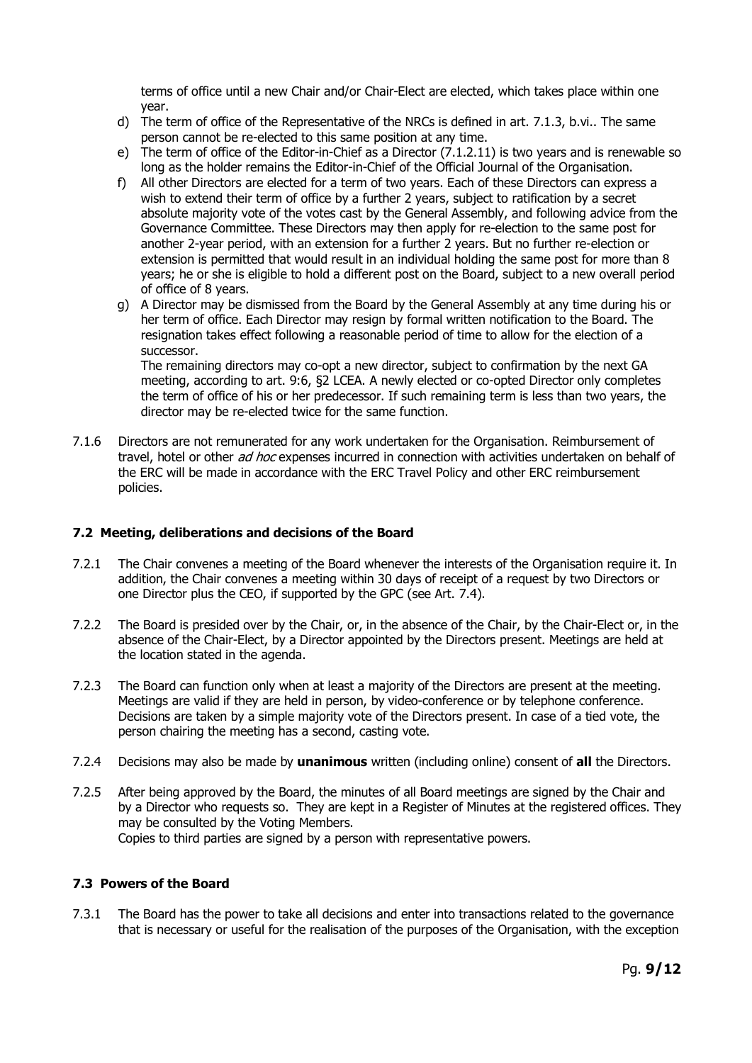terms of office until a new Chair and/or Chair-Elect are elected, which takes place within one year.

d) The term of office of the Representative of the NRCs is defined in art. 7.1.3, b.vi.. The same person cannot be re-elected to this same position at any time.

e) The term of office of the Editor-in-Chief as a Director (7.1.2.11) is two years and is renewable so long as the holder remains the Editor-in-Chief of the Official Journal of the Organisation.

f) All other Directors are elected for a term of two years. Each of these Directors can express a wish to extend their term of office by a further 2 years, subject to ratification by a secret absolute majority vote of the votes cast by the General Assembly, and following advice from the Governance Committee. These Directors may then apply for re-election to the same post for another 2-year period, with an extension for a further 2 years. But no further re-election or extension is permitted that would result in an individual holding the same post for more than 8 years; he or she is eligible to hold a different post on the Board, subject to a new overall period of office of 8 years.

g) A Director may be dismissed from the Board by the General Assembly at any time during his or her term of office. Each Director may resign by formal written notification to the Board. The resignation takes effect following a reasonable period of time to allow for the election of a successor.
The remaining directors may co-opt a new director, subject to confirmation by the next GA meeting, according to art. 9:6, §2 LCEA. A newly elected or co-opted Director only completes the term of office of his or her predecessor. If such remaining term is less than two years, the director may be re-elected twice for the same function.

7.1.6 Directors are not remunerated for any work undertaken for the Organisation. Reimbursement of travel, hotel or other *ad hoc* expenses incurred in connection with activities undertaken on behalf of the ERC will be made in accordance with the ERC Travel Policy and other ERC reimbursement policies.

### 7.2 Meeting, deliberations and decisions of the Board

7.2.1 The Chair convenes a meeting of the Board whenever the interests of the Organisation require it. In addition, the Chair convenes a meeting within 30 days of receipt of a request by two Directors or one Director plus the CEO, if supported by the GPC (see Art. 7.4).

7.2.2 The Board is presided over by the Chair, or, in the absence of the Chair, by the Chair-Elect or, in the absence of the Chair-Elect, by a Director appointed by the Directors present. Meetings are held at the location stated in the agenda.

7.2.3 The Board can function only when at least a majority of the Directors are present at the meeting. Meetings are valid if they are held in person, by video-conference or by telephone conference. Decisions are taken by a simple majority vote of the Directors present. In case of a tied vote, the person chairing the meeting has a second, casting vote.

7.2.4 Decisions may also be made by **unanimous** written (including online) consent of **all** the Directors.

7.2.5 After being approved by the Board, the minutes of all Board meetings are signed by the Chair and by a Director who requests so. They are kept in a Register of Minutes at the registered offices. They may be consulted by the Voting Members.
Copies to third parties are signed by a person with representative powers.

### 7.3 Powers of the Board

7.3.1 The Board has the power to take all decisions and enter into transactions related to the governance that is necessary or useful for the realisation of the purposes of the Organisation, with the exception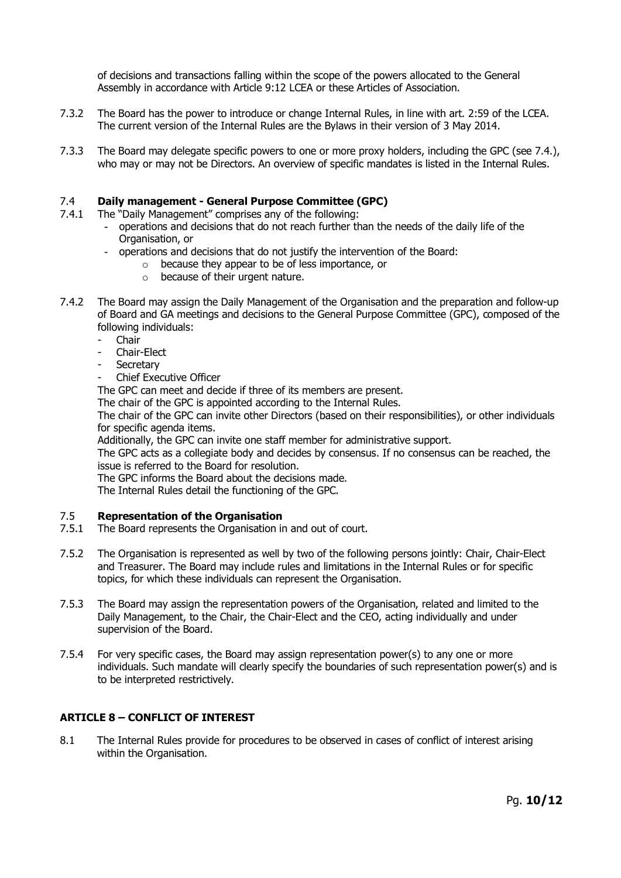of decisions and transactions falling within the scope of the powers allocated to the General Assembly in accordance with Article 9:12 LCEA or these Articles of Association.

7.3.2 The Board has the power to introduce or change Internal Rules, in line with art. 2:59 of the LCEA. The current version of the Internal Rules are the Bylaws in their version of 3 May 2014.

7.3.3 The Board may delegate specific powers to one or more proxy holders, including the GPC (see 7.4.), who may or may not be Directors. An overview of specific mandates is listed in the Internal Rules.

### 7.4 Daily management - General Purpose Committee (GPC)

7.4.1 The "Daily Management" comprises any of the following:

- operations and decisions that do not reach further than the needs of the daily life of the Organisation, or
- operations and decisions that do not justify the intervention of the Board:
  - because they appear to be of less importance, or
  - because of their urgent nature.

7.4.2 The Board may assign the Daily Management of the Organisation and the preparation and follow-up of Board and GA meetings and decisions to the General Purpose Committee (GPC), composed of the following individuals:

- Chair
- Chair-Elect
- Secretary
- Chief Executive Officer

The GPC can meet and decide if three of its members are present.
The chair of the GPC is appointed according to the Internal Rules.
The chair of the GPC can invite other Directors (based on their responsibilities), or other individuals for specific agenda items.
Additionally, the GPC can invite one staff member for administrative support.
The GPC acts as a collegiate body and decides by consensus. If no consensus can be reached, the issue is referred to the Board for resolution.
The GPC informs the Board about the decisions made.
The Internal Rules detail the functioning of the GPC.

### 7.5 Representation of the Organisation

7.5.1 The Board represents the Organisation in and out of court.

7.5.2 The Organisation is represented as well by two of the following persons jointly: Chair, Chair-Elect and Treasurer. The Board may include rules and limitations in the Internal Rules or for specific topics, for which these individuals can represent the Organisation.

7.5.3 The Board may assign the representation powers of the Organisation, related and limited to the Daily Management, to the Chair, the Chair-Elect and the CEO, acting individually and under supervision of the Board.

7.5.4 For very specific cases, the Board may assign representation power(s) to any one or more individuals. Such mandate will clearly specify the boundaries of such representation power(s) and is to be interpreted restrictively.

## ARTICLE 8 – CONFLICT OF INTEREST

8.1 The Internal Rules provide for procedures to be observed in cases of conflict of interest arising within the Organisation.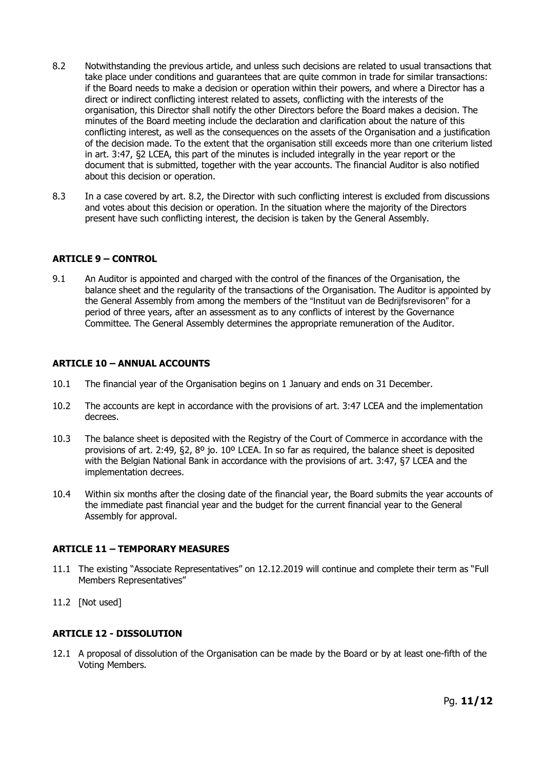8.2 Notwithstanding the previous article, and unless such decisions are related to usual transactions that take place under conditions and guarantees that are quite common in trade for similar transactions: if the Board needs to make a decision or operation within their powers, and where a Director has a direct or indirect conflicting interest related to assets, conflicting with the interests of the organisation, this Director shall notify the other Directors before the Board makes a decision. The minutes of the Board meeting include the declaration and clarification about the nature of this conflicting interest, as well as the consequences on the assets of the Organisation and a justification of the decision made. To the extent that the organisation still exceeds more than one criterium listed in art. 3:47, §2 LCEA, this part of the minutes is included integrally in the year report or the document that is submitted, together with the year accounts. The financial Auditor is also notified about this decision or operation.

8.3 In a case covered by art. 8.2, the Director with such conflicting interest is excluded from discussions and votes about this decision or operation. In the situation where the majority of the Directors present have such conflicting interest, the decision is taken by the General Assembly.

## ARTICLE 9 – CONTROL

9.1 An Auditor is appointed and charged with the control of the finances of the Organisation, the balance sheet and the regularity of the transactions of the Organisation. The Auditor is appointed by the General Assembly from among the members of the "Instituut van de Bedrijfsrevisoren" for a period of three years, after an assessment as to any conflicts of interest by the Governance Committee. The General Assembly determines the appropriate remuneration of the Auditor.

## ARTICLE 10 – ANNUAL ACCOUNTS

10.1 The financial year of the Organisation begins on 1 January and ends on 31 December.

10.2 The accounts are kept in accordance with the provisions of art. 3:47 LCEA and the implementation decrees.

10.3 The balance sheet is deposited with the Registry of the Court of Commerce in accordance with the provisions of art. 2:49, §2, 8º jo. 10º LCEA. In so far as required, the balance sheet is deposited with the Belgian National Bank in accordance with the provisions of art. 3:47, §7 LCEA and the implementation decrees.

10.4 Within six months after the closing date of the financial year, the Board submits the year accounts of the immediate past financial year and the budget for the current financial year to the General Assembly for approval.

## ARTICLE 11 – TEMPORARY MEASURES

11.1 The existing "Associate Representatives" on 12.12.2019 will continue and complete their term as "Full Members Representatives"

11.2 [Not used]

## ARTICLE 12 - DISSOLUTION

12.1 A proposal of dissolution of the Organisation can be made by the Board or by at least one-fifth of the Voting Members.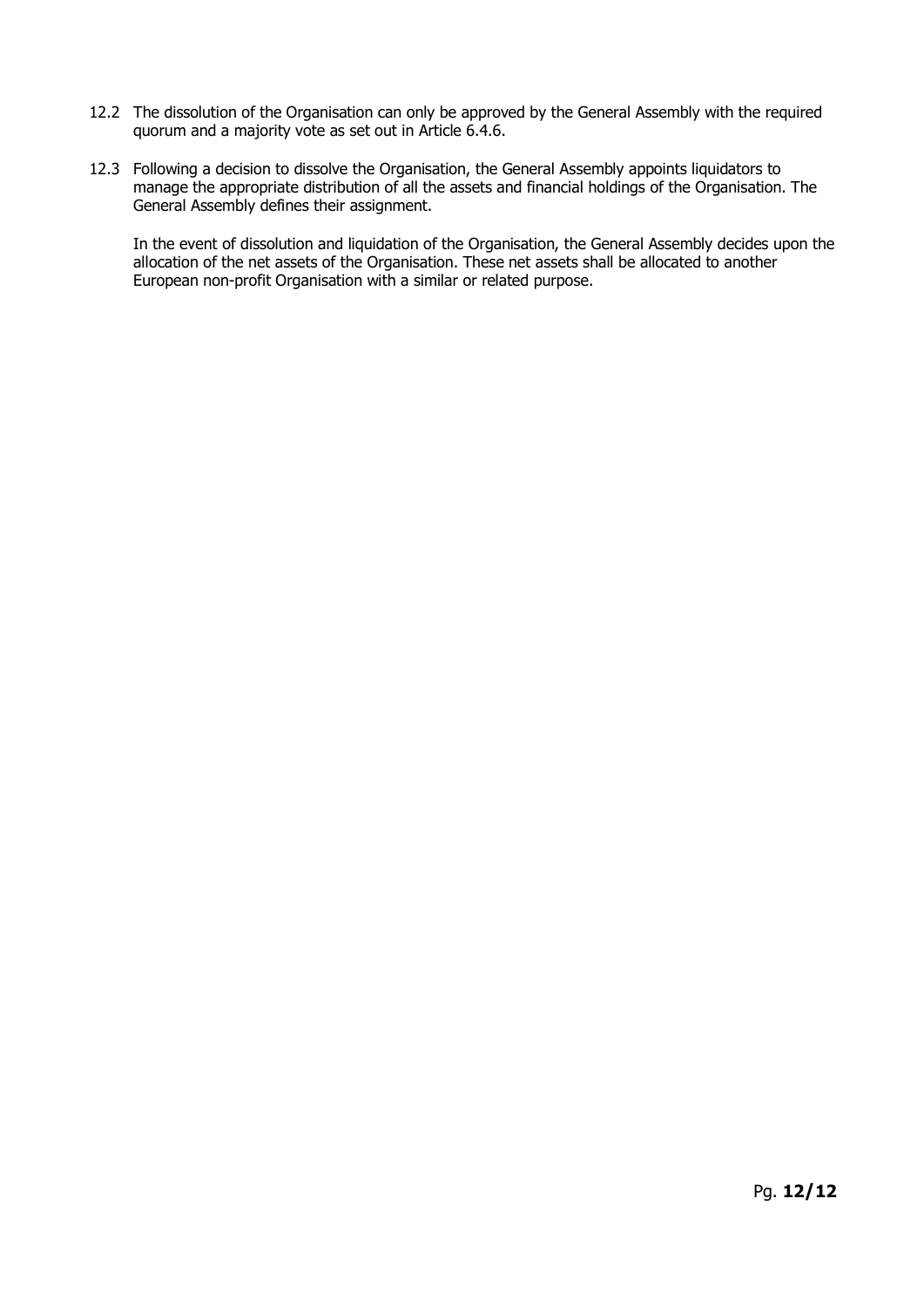12.2 The dissolution of the Organisation can only be approved by the General Assembly with the required quorum and a majority vote as set out in Article 6.4.6.

12.3 Following a decision to dissolve the Organisation, the General Assembly appoints liquidators to manage the appropriate distribution of all the assets and financial holdings of the Organisation. The General Assembly defines their assignment.

In the event of dissolution and liquidation of the Organisation, the General Assembly decides upon the allocation of the net assets of the Organisation. These net assets shall be allocated to another European non-profit Organisation with a similar or related purpose.